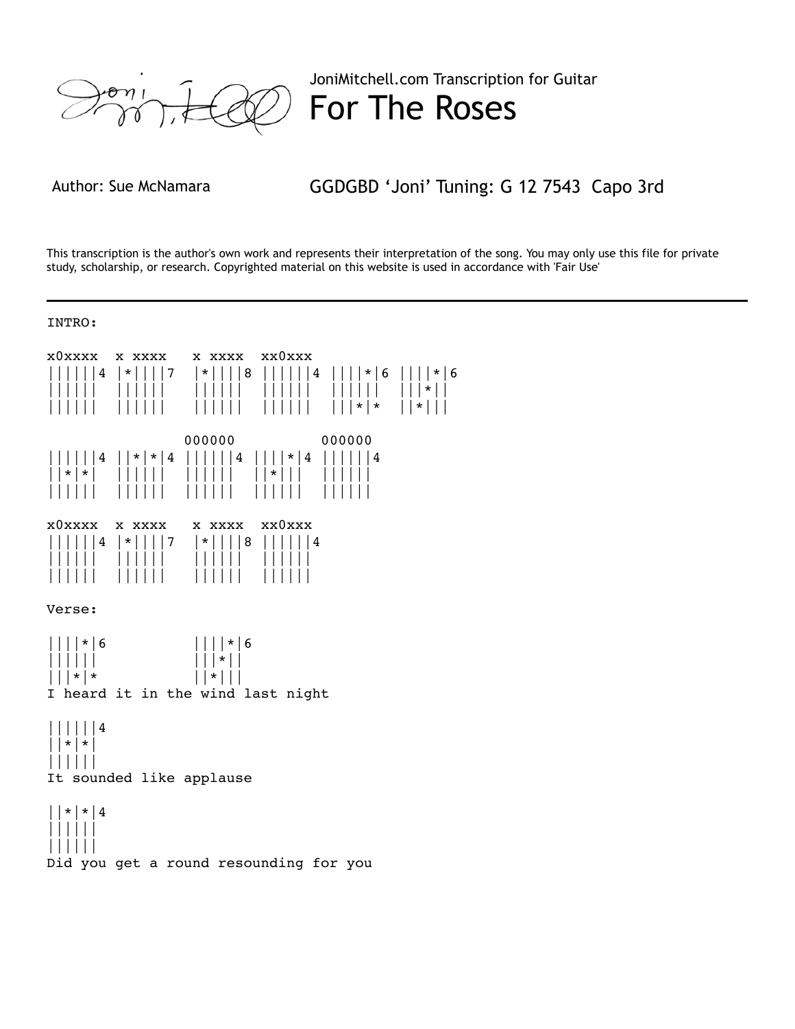JoniMitchell.com Transcription for Guitar

# For The Roses

Author: Sue McNamara

GGDGBD 'Joni' Tuning: G 12 7543  Capo 3rd

This transcription is the author's own work and represents their interpretation of the song. You may only use this file for private study, scholarship, or research. Copyrighted material on this website is used in accordance with 'Fair Use'

---

```
INTRO:

x0xxxx  x xxxx   x xxxx  xx0xxx
||||||4 |*||||7  |*||||8 ||||||4 ||||*|6 ||||*|6
|||||| ||||||   ||||||  ||||||  ||||||  |||*||
|||||| ||||||   ||||||  ||||||  |||*|*  ||*|||

                  000000          000000
||||||4 ||*|*|4 ||||||4 ||||*|4 ||||||4
||*|*|  ||||||  ||||||  ||*|||  ||||||
||||||  ||||||  ||||||  ||||||  ||||||

x0xxxx  x xxxx   x xxxx  xx0xxx
||||||4 |*||||7  |*||||8 ||||||4
||||||  ||||||   ||||||  ||||||
||||||  ||||||   ||||||  ||||||

Verse:

||||*|6          ||||*|6
||||||           |||*||
|||*|*           ||*|||
I heard it in the wind last night

||||||4
||*|*|
||||||
It sounded like applause

||*|*|4
||||||
||||||
Did you get a round resounding for you
```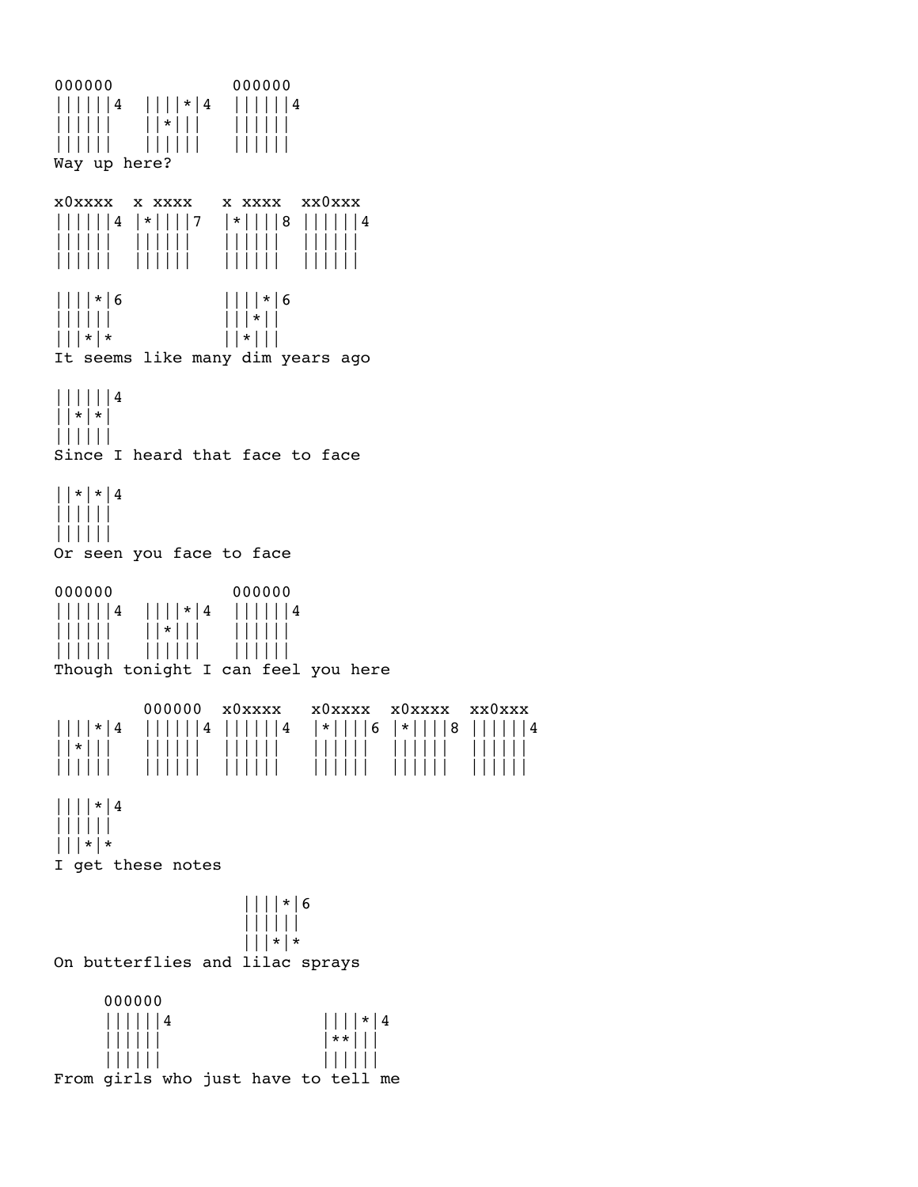```
000000            000000
||||||4  ||||*|4  ||||||4
||||||   ||*|||   ||||||
||||||   ||||||   ||||||
Way up here?

x0xxxx  x xxxx   x xxxx  xx0xxx
||||||4 |*||||7  |*||||8 ||||||4
||||||  ||||||   ||||||  ||||||
||||||  ||||||   ||||||  ||||||

||||*|6          ||||*|6
||||||           |||*||
|||*|*           ||*|||
It seems like many dim years ago

||||||4
||*|*|
||||||
Since I heard that face to face

||*|*|4
||||||
||||||
Or seen you face to face

000000            000000
||||||4  ||||*|4  ||||||4
||||||   ||*|||   ||||||
||||||   ||||||   ||||||
Though tonight I can feel you here

          000000  x0xxxx   x0xxxx  x0xxxx  xx0xxx
||||*|4  ||||||4 ||||||4  |*||||6 |*||||8 ||||||4
||*|||   ||||||  ||||||   ||||||  ||||||  ||||||
||||||   ||||||  ||||||   ||||||  ||||||  ||||||

||||*|4
||||||
|||*|*
I get these notes

                     ||||*|6
                     ||||||
                     |||*|*
On butterflies and lilac sprays

     000000
     ||||||4                ||||*|4
     ||||||                 |**|||
     ||||||                 ||||||
From girls who just have to tell me
```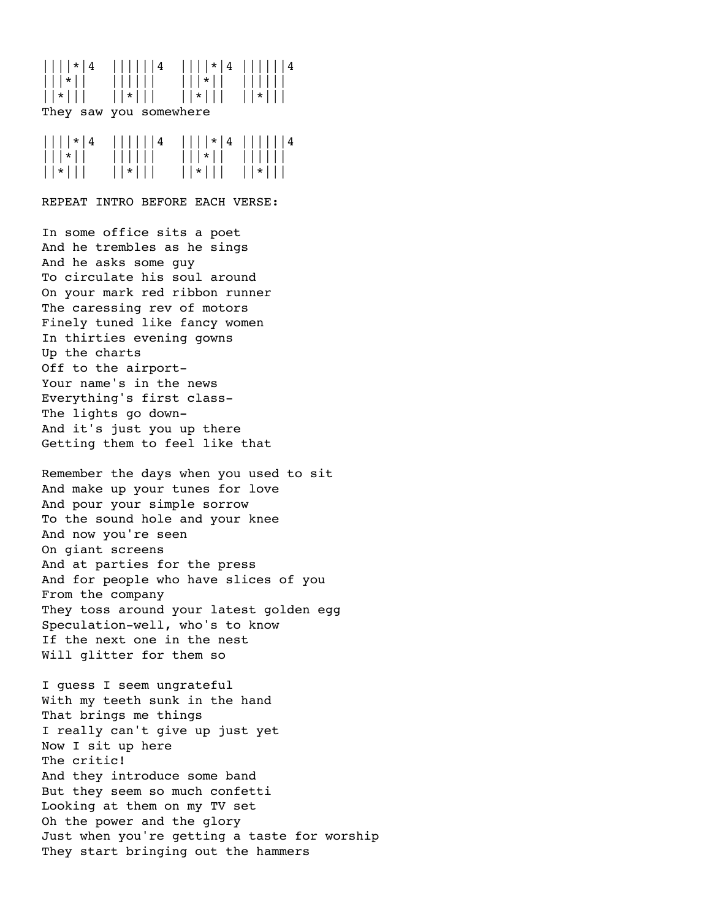```
||||*|4  ||||||4  ||||*|4 ||||||4
|||*||   ||||||   |||*||  ||||||
||*|||   ||*|||   ||*|||  ||*|||
```

They saw you somewhere

```
||||*|4  ||||||4  ||||*|4 ||||||4
|||*||   ||||||   |||*||  ||||||
||*|||   ||*|||   ||*|||  ||*|||
```

REPEAT INTRO BEFORE EACH VERSE:

In some office sits a poet
And he trembles as he sings
And he asks some guy
To circulate his soul around
On your mark red ribbon runner
The caressing rev of motors
Finely tuned like fancy women
In thirties evening gowns
Up the charts
Off to the airport-
Your name's in the news
Everything's first class-
The lights go down-
And it's just you up there
Getting them to feel like that

Remember the days when you used to sit
And make up your tunes for love
And pour your simple sorrow
To the sound hole and your knee
And now you're seen
On giant screens
And at parties for the press
And for people who have slices of you
From the company
They toss around your latest golden egg
Speculation-well, who's to know
If the next one in the nest
Will glitter for them so

I guess I seem ungrateful
With my teeth sunk in the hand
That brings me things
I really can't give up just yet
Now I sit up here
The critic!
And they introduce some band
But they seem so much confetti
Looking at them on my TV set
Oh the power and the glory
Just when you're getting a taste for worship
They start bringing out the hammers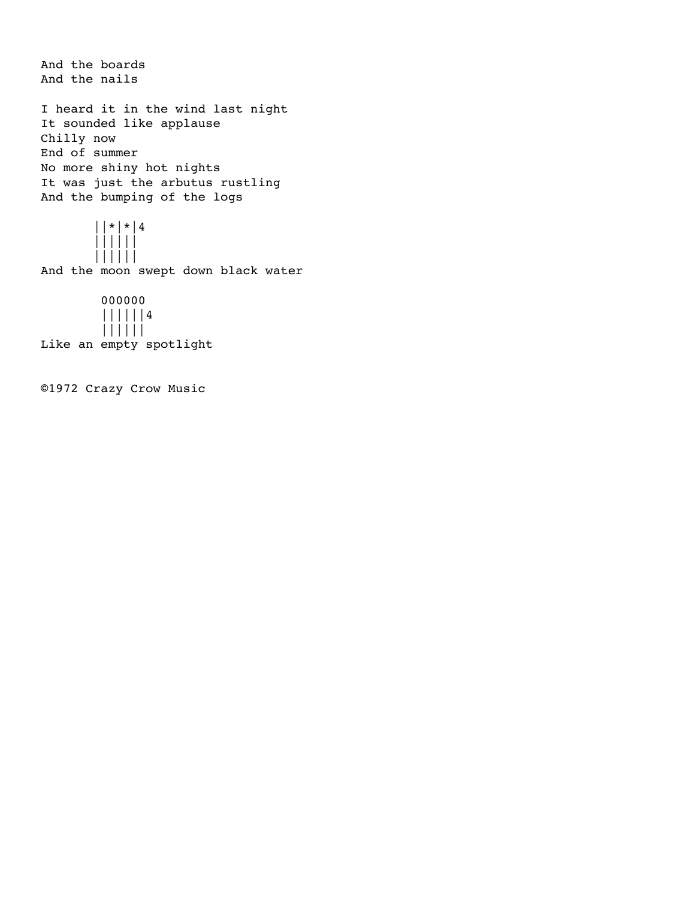And the boards
And the nails

I heard it in the wind last night
It sounded like applause
Chilly now
End of summer
No more shiny hot nights
It was just the arbutus rustling
And the bumping of the logs

```
       ||*|*|4
       ||||||
       ||||||
```

And the moon swept down black water

```
        000000
        ||||||4
        ||||||
```

Like an empty spotlight

©1972 Crazy Crow Music